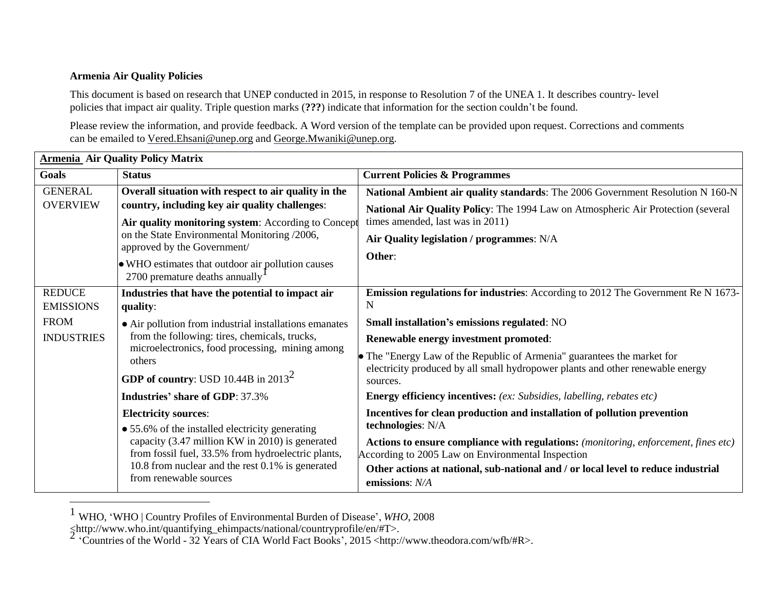**Armenia Air Quality Policies**

This document is based on research that UNEP conducted in 2015, in response to Resolution 7 of the UNEA 1. It describes country- level policies that impact air quality. Triple question marks (**???**) indicate that information for the section couldn't be found.

Please review the information, and provide feedback. A Word version of the template can be provided upon request. Corrections and comments can be emailed to Vered.Ehsani@unep.org and George.Mwaniki@unep.org.

| **Armenia Air Quality Policy Matrix** | | |
|---|---|---|
| **Goals** | **Status** | **Current Policies & Programmes** |
| GENERAL OVERVIEW | **Overall situation with respect to air quality in the country, including key air quality challenges**:<br>**Air quality monitoring system**: According to Concept on the State Environmental Monitoring /2006, approved by the Government/<br>• WHO estimates that outdoor air pollution causes 2700 premature deaths annually[1] | **National Ambient air quality standards**: The 2006 Government Resolution N 160-N<br>**National Air Quality Policy**: The 1994 Law on Atmospheric Air Protection (several times amended, last was in 2011)<br>**Air Quality legislation / programmes**: N/A<br>**Other**: |
| REDUCE EMISSIONS FROM INDUSTRIES | **Industries that have the potential to impact air quality**:<br>• Air pollution from industrial installations emanates from the following: tires, chemicals, trucks, microelectronics, food processing, mining among others<br>**GDP of country**: USD 10.44B in 2013[2]<br>**Industries' share of GDP**: 37.3%<br>**Electricity sources**:<br>• 55.6% of the installed electricity generating capacity (3.47 million KW in 2010) is generated from fossil fuel, 33.5% from hydroelectric plants, 10.8 from nuclear and the rest 0.1% is generated from renewable sources | **Emission regulations for industries**: According to 2012 The Government Re N 1673-N<br>**Small installation's emissions regulated**: NO<br>**Renewable energy investment promoted**:<br>• The "Energy Law of the Republic of Armenia" guarantees the market for electricity produced by all small hydropower plants and other renewable energy sources.<br>**Energy efficiency incentives:** *(ex: Subsidies, labelling, rebates etc)*<br>**Incentives for clean production and installation of pollution prevention technologies**: N/A<br>**Actions to ensure compliance with regulations:** *(monitoring, enforcement, fines etc)* According to 2005 Law on Environmental Inspection<br>**Other actions at national, sub-national and / or local level to reduce industrial emissions**: *N/A* |

[1] WHO, 'WHO | Country Profiles of Environmental Burden of Disease', *WHO*, 2008 <http://www.who.int/quantifying_ehimpacts/national/countryprofile/en/#T>.

[2] 'Countries of the World - 32 Years of CIA World Fact Books', 2015 <http://www.theodora.com/wfb/#R>.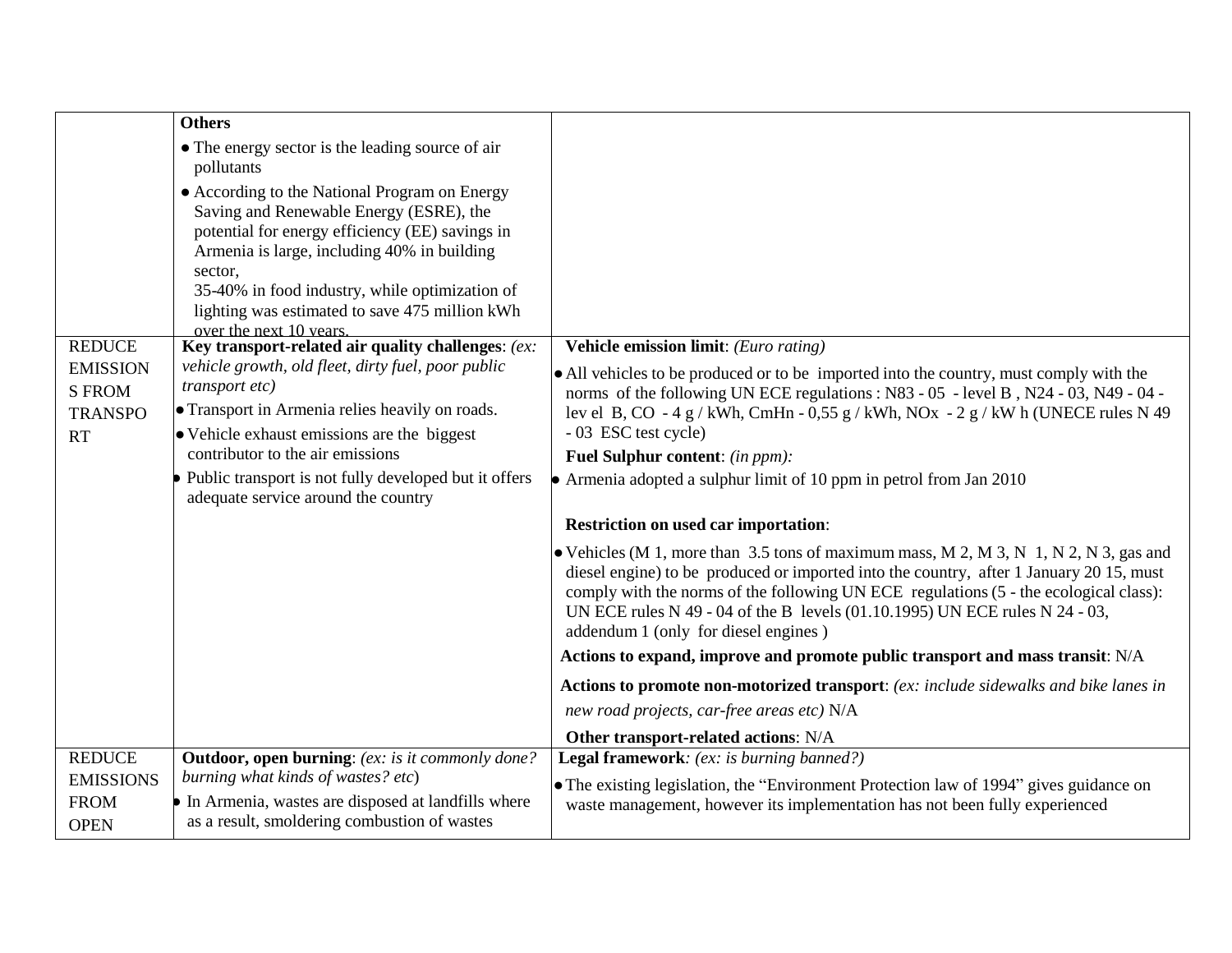| | | |
|---|---|---|
| | **Others**<br>• The energy sector is the leading source of air pollutants<br>• According to the National Program on Energy Saving and Renewable Energy (ESRE), the potential for energy efficiency (EE) savings in Armenia is large, including 40% in building sector,<br>35-40% in food industry, while optimization of lighting was estimated to save 475 million kWh over the next 10 years. | |
| REDUCE EMISSIONS FROM TRANSPORT | **Key transport-related air quality challenges**: *(ex: vehicle growth, old fleet, dirty fuel, poor public transport etc)*<br>• Transport in Armenia relies heavily on roads.<br>• Vehicle exhaust emissions are the biggest contributor to the air emissions<br>• Public transport is not fully developed but it offers adequate service around the country | **Vehicle emission limit**: *(Euro rating)*<br>• All vehicles to be produced or to be imported into the country, must comply with the norms of the following UN ECE regulations : N83 - 05 - level B , N24 - 03, N49 - 04 - lev el B, CO - 4 g / kWh, CmHn - 0,55 g / kWh, NOx - 2 g / kW h (UNECE rules N 49 - 03 ESC test cycle)<br>**Fuel Sulphur content**: *(in ppm):*<br>• Armenia adopted a sulphur limit of 10 ppm in petrol from Jan 2010<br><br>**Restriction on used car importation**:<br>• Vehicles (M 1, more than 3.5 tons of maximum mass, M 2, M 3, N 1, N 2, N 3, gas and diesel engine) to be produced or imported into the country, after 1 January 20 15, must comply with the norms of the following UN ECE regulations (5 - the ecological class): UN ECE rules N 49 - 04 of the B levels (01.10.1995) UN ECE rules N 24 - 03, addendum 1 (only for diesel engines )<br>**Actions to expand, improve and promote public transport and mass transit**: N/A<br>**Actions to promote non-motorized transport**: *(ex: include sidewalks and bike lanes in new road projects, car-free areas etc)* N/A<br>**Other transport-related actions**: N/A |
| REDUCE EMISSIONS FROM OPEN | **Outdoor, open burning**: *(ex: is it commonly done? burning what kinds of wastes? etc)*<br>• In Armenia, wastes are disposed at landfills where as a result, smoldering combustion of wastes | **Legal framework***: (ex: is burning banned?)*<br>• The existing legislation, the "Environment Protection law of 1994" gives guidance on waste management, however its implementation has not been fully experienced |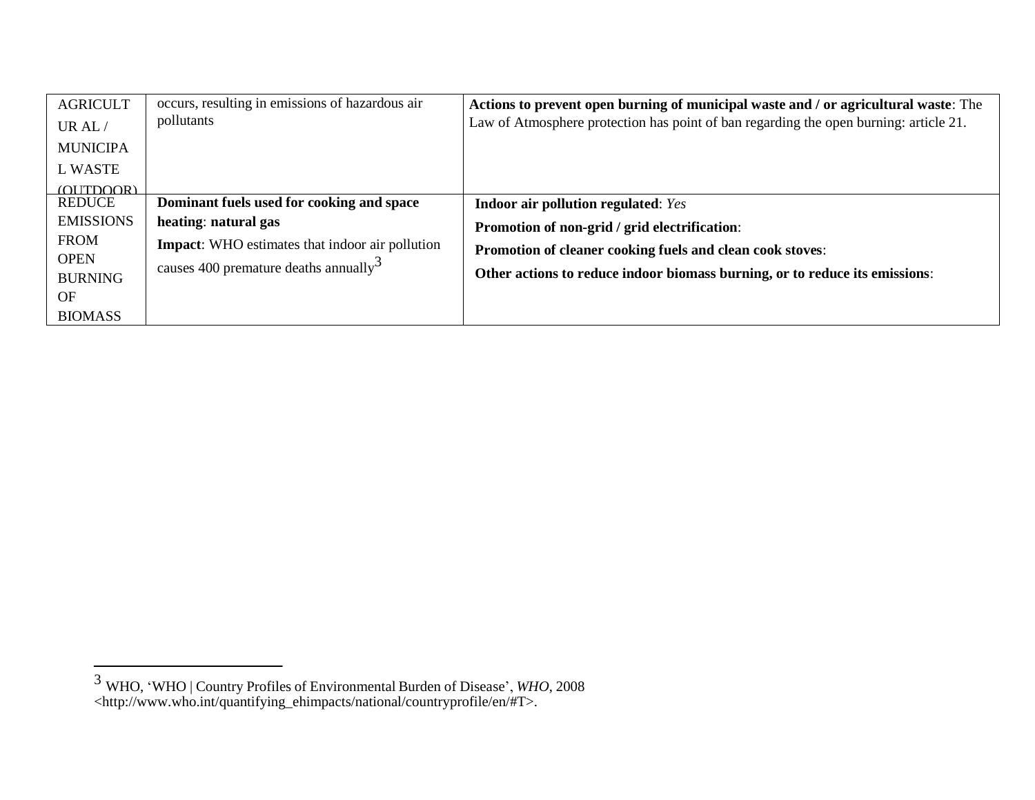| | | |
|---|---|---|
| AGRICULTURAL / MUNICIPAL WASTE (OUTDOOR) | occurs, resulting in emissions of hazardous air pollutants | **Actions to prevent open burning of municipal waste and / or agricultural waste**: The Law of Atmosphere protection has point of ban regarding the open burning: article 21. |
| REDUCE EMISSIONS FROM OPEN BURNING OF BIOMASS | **Dominant fuels used for cooking and space heating**: **natural gas**<br>**Impact**: WHO estimates that indoor air pollution causes 400 premature deaths annually[3] | **Indoor air pollution regulated**: *Yes*<br>**Promotion of non-grid / grid electrification**:<br>**Promotion of cleaner cooking fuels and clean cook stoves**:<br>**Other actions to reduce indoor biomass burning, or to reduce its emissions**: |

[3] WHO, 'WHO | Country Profiles of Environmental Burden of Disease', *WHO*, 2008 <http://www.who.int/quantifying_ehimpacts/national/countryprofile/en/#T>.